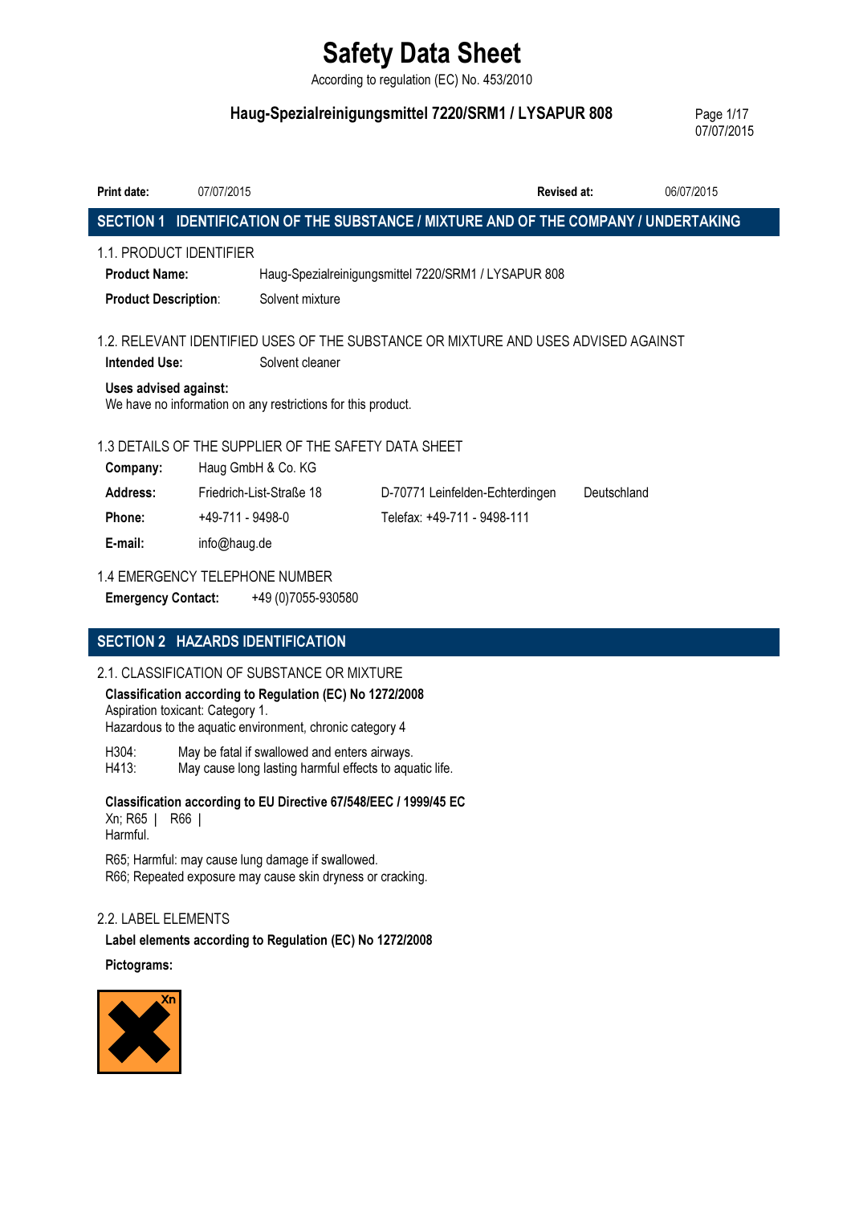# Safety Data Sheet

According to regulation (EC) No. 453/2010

## Haug-Spezialreinigungsmittel 7220/SRM1 / LYSAPUR 808

**Print date:** 07/07/2015 **Revised at:** 06/07/2015

## SECTION 1 IDENTIFICATION OF THE SUBSTANCE / MIXTURE AND OF THE COMPANY / UNDERTAKING

### 1.1. PRODUCT IDENTIFIER

**Product Name:** Haug-Spezialreinigungsmittel 7220/SRM1 / LYSAPUR 808

**Product Description:** Solvent mixture

### 1.2. RELEVANT IDENTIFIED USES OF THE SUBSTANCE OR MIXTURE AND USES ADVISED AGAINST

**Intended Use:** Solvent cleaner

**Uses advised against:**
We have no information on any restrictions for this product.

### 1.3 DETAILS OF THE SUPPLIER OF THE SAFETY DATA SHEET

**Company:** Haug GmbH & Co. KG

**Address:** Friedrich-List-Straße 18 D-70771 Leinfelden-Echterdingen Deutschland

**Phone:** +49-711 - 9498-0 Telefax: +49-711 - 9498-111

**E-mail:** info@haug.de

### 1.4 EMERGENCY TELEPHONE NUMBER

**Emergency Contact:** +49 (0)7055-930580

## SECTION 2 HAZARDS IDENTIFICATION

### 2.1. CLASSIFICATION OF SUBSTANCE OR MIXTURE

**Classification according to Regulation (EC) No 1272/2008**
Aspiration toxicant: Category 1.
Hazardous to the aquatic environment, chronic category 4

H304: May be fatal if swallowed and enters airways.
H413: May cause long lasting harmful effects to aquatic life.

**Classification according to EU Directive 67/548/EEC / 1999/45 EC**
Xn; R65 | R66 |
Harmful.

R65; Harmful: may cause lung damage if swallowed.
R66; Repeated exposure may cause skin dryness or cracking.

### 2.2. LABEL ELEMENTS

**Label elements according to Regulation (EC) No 1272/2008**

**Pictograms:**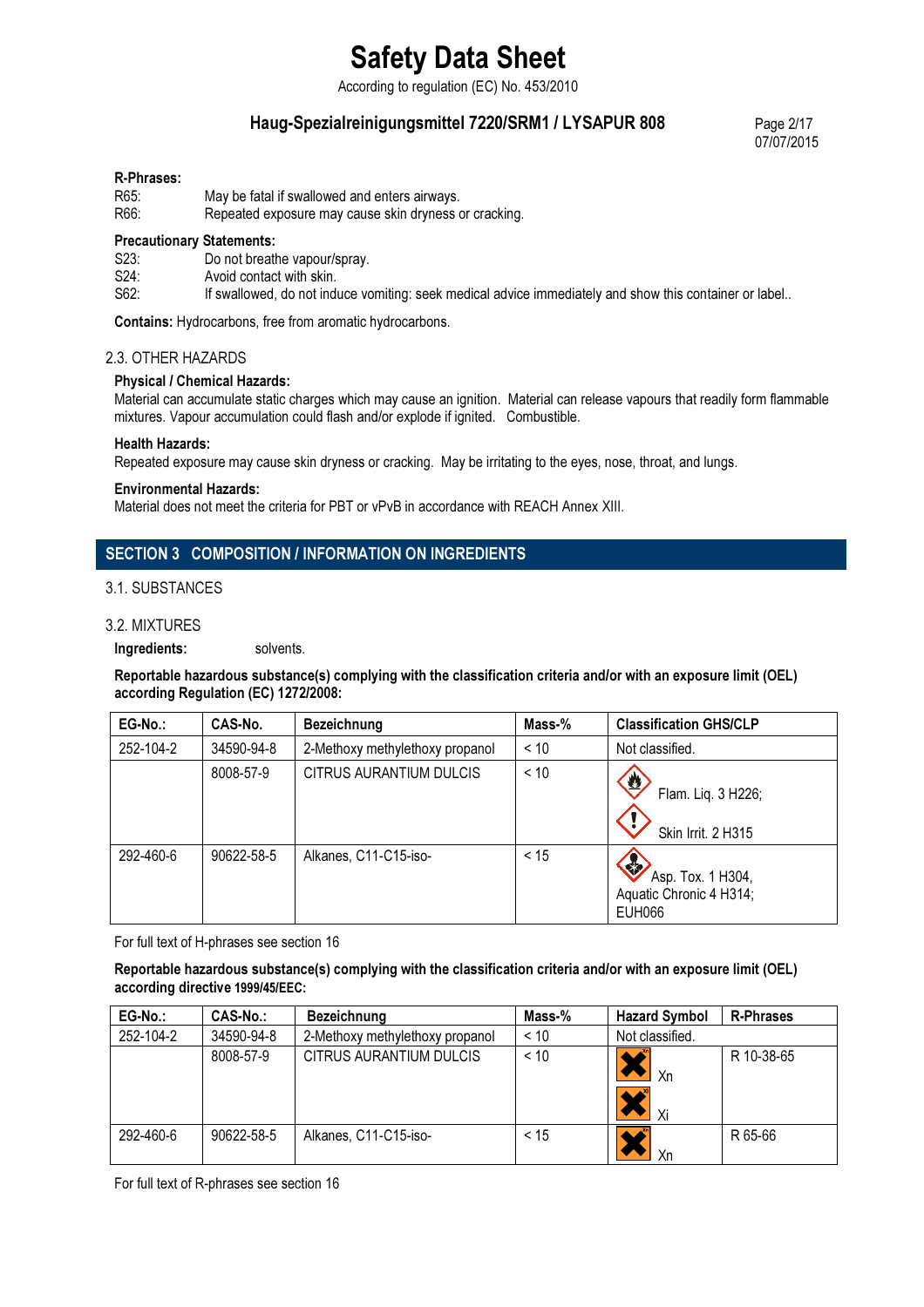**R-Phrases:**

R65: May be fatal if swallowed and enters airways.
R66: Repeated exposure may cause skin dryness or cracking.

**Precautionary Statements:**

S23: Do not breathe vapour/spray.
S24: Avoid contact with skin.
S62: If swallowed, do not induce vomiting: seek medical advice immediately and show this container or label..

**Contains:** Hydrocarbons, free from aromatic hydrocarbons.

### 2.3. OTHER HAZARDS

**Physical / Chemical Hazards:**
Material can accumulate static charges which may cause an ignition. Material can release vapours that readily form flammable mixtures. Vapour accumulation could flash and/or explode if ignited. Combustible.

**Health Hazards:**
Repeated exposure may cause skin dryness or cracking. May be irritating to the eyes, nose, throat, and lungs.

**Environmental Hazards:**
Material does not meet the criteria for PBT or vPvB in accordance with REACH Annex XIII.

## SECTION 3 COMPOSITION / INFORMATION ON INGREDIENTS

### 3.1. SUBSTANCES

### 3.2. MIXTURES

**Ingredients:** solvents.

**Reportable hazardous substance(s) complying with the classification criteria and/or with an exposure limit (OEL) according Regulation (EC) 1272/2008:**

| EG-No.: | CAS-No. | Bezeichnung | Mass-% | Classification GHS/CLP |
|---|---|---|---|---|
| 252-104-2 | 34590-94-8 | 2-Methoxy methylethoxy propanol | < 10 | Not classified. |
| | 8008-57-9 | CITRUS AURANTIUM DULCIS | < 10 | Flam. Liq. 3 H226; Skin Irrit. 2 H315 |
| 292-460-6 | 90622-58-5 | Alkanes, C11-C15-iso- | < 15 | Asp. Tox. 1 H304, Aquatic Chronic 4 H314; EUH066 |

For full text of H-phrases see section 16

**Reportable hazardous substance(s) complying with the classification criteria and/or with an exposure limit (OEL) according directive 1999/45/EEC:**

| EG-No.: | CAS-No.: | Bezeichnung | Mass-% | Hazard Symbol | R-Phrases |
|---|---|---|---|---|---|
| 252-104-2 | 34590-94-8 | 2-Methoxy methylethoxy propanol | < 10 | Not classified. | |
| | 8008-57-9 | CITRUS AURANTIUM DULCIS | < 10 | Xn Xi | R 10-38-65 |
| 292-460-6 | 90622-58-5 | Alkanes, C11-C15-iso- | < 15 | Xn | R 65-66 |

For full text of R-phrases see section 16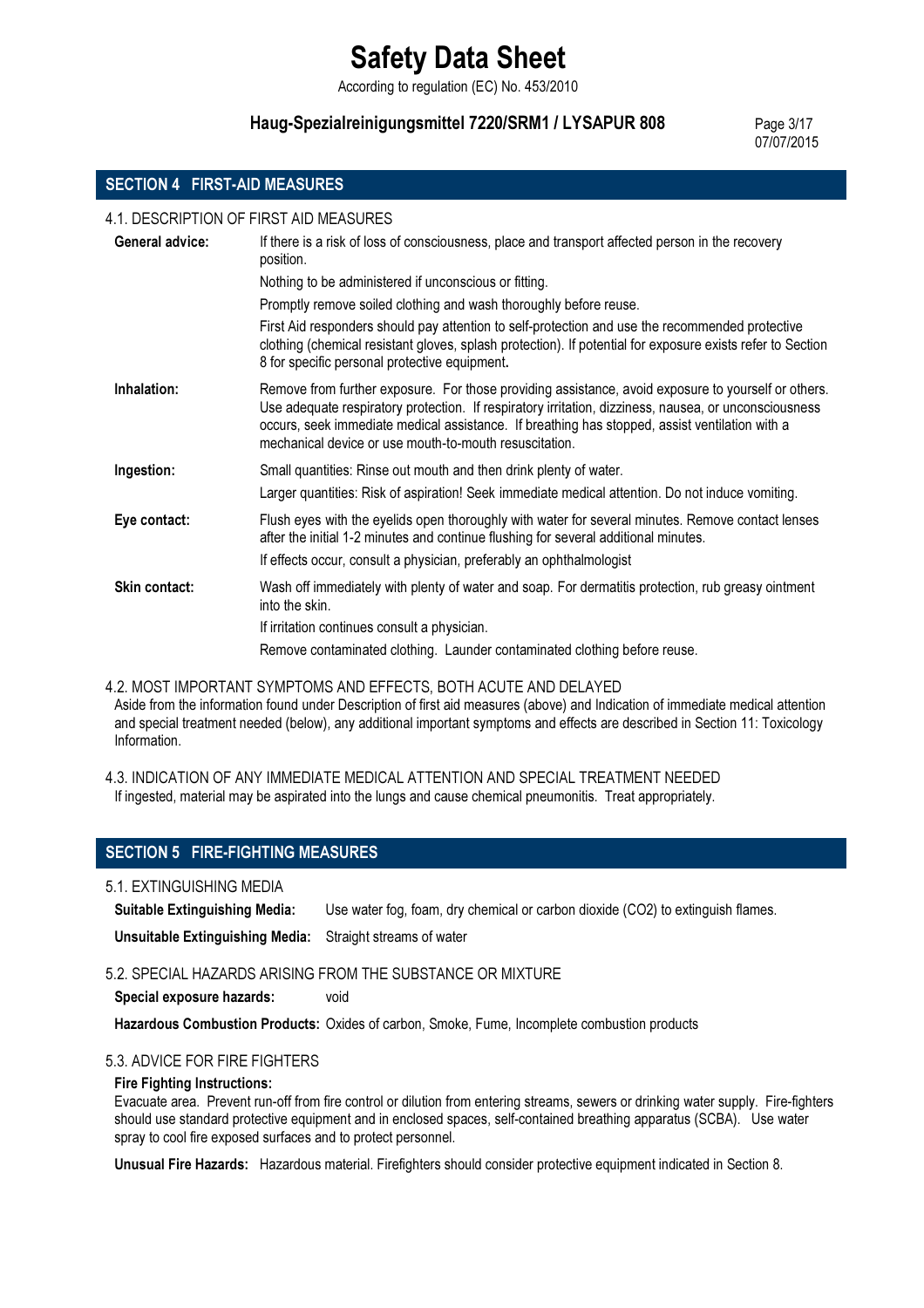## SECTION 4 FIRST-AID MEASURES

### 4.1. DESCRIPTION OF FIRST AID MEASURES

**General advice:** If there is a risk of loss of consciousness, place and transport affected person in the recovery position.

Nothing to be administered if unconscious or fitting.

Promptly remove soiled clothing and wash thoroughly before reuse.

First Aid responders should pay attention to self-protection and use the recommended protective clothing (chemical resistant gloves, splash protection). If potential for exposure exists refer to Section 8 for specific personal protective equipment.

**Inhalation:** Remove from further exposure. For those providing assistance, avoid exposure to yourself or others. Use adequate respiratory protection. If respiratory irritation, dizziness, nausea, or unconsciousness occurs, seek immediate medical assistance. If breathing has stopped, assist ventilation with a mechanical device or use mouth-to-mouth resuscitation.

**Ingestion:** Small quantities: Rinse out mouth and then drink plenty of water.

Larger quantities: Risk of aspiration! Seek immediate medical attention. Do not induce vomiting.

**Eye contact:** Flush eyes with the eyelids open thoroughly with water for several minutes. Remove contact lenses after the initial 1-2 minutes and continue flushing for several additional minutes.

If effects occur, consult a physician, preferably an ophthalmologist

**Skin contact:** Wash off immediately with plenty of water and soap. For dermatitis protection, rub greasy ointment into the skin.

If irritation continues consult a physician.

Remove contaminated clothing. Launder contaminated clothing before reuse.

### 4.2. MOST IMPORTANT SYMPTOMS AND EFFECTS, BOTH ACUTE AND DELAYED

Aside from the information found under Description of first aid measures (above) and Indication of immediate medical attention and special treatment needed (below), any additional important symptoms and effects are described in Section 11: Toxicology Information.

### 4.3. INDICATION OF ANY IMMEDIATE MEDICAL ATTENTION AND SPECIAL TREATMENT NEEDED

If ingested, material may be aspirated into the lungs and cause chemical pneumonitis. Treat appropriately.

## SECTION 5 FIRE-FIGHTING MEASURES

### 5.1. EXTINGUISHING MEDIA

**Suitable Extinguishing Media:** Use water fog, foam, dry chemical or carbon dioxide ($CO_2$) to extinguish flames.

**Unsuitable Extinguishing Media:** Straight streams of water

### 5.2. SPECIAL HAZARDS ARISING FROM THE SUBSTANCE OR MIXTURE

**Special exposure hazards:** void

**Hazardous Combustion Products:** Oxides of carbon, Smoke, Fume, Incomplete combustion products

### 5.3. ADVICE FOR FIRE FIGHTERS

**Fire Fighting Instructions:**

Evacuate area. Prevent run-off from fire control or dilution from entering streams, sewers or drinking water supply. Fire-fighters should use standard protective equipment and in enclosed spaces, self-contained breathing apparatus (SCBA). Use water spray to cool fire exposed surfaces and to protect personnel.

**Unusual Fire Hazards:** Hazardous material. Firefighters should consider protective equipment indicated in Section 8.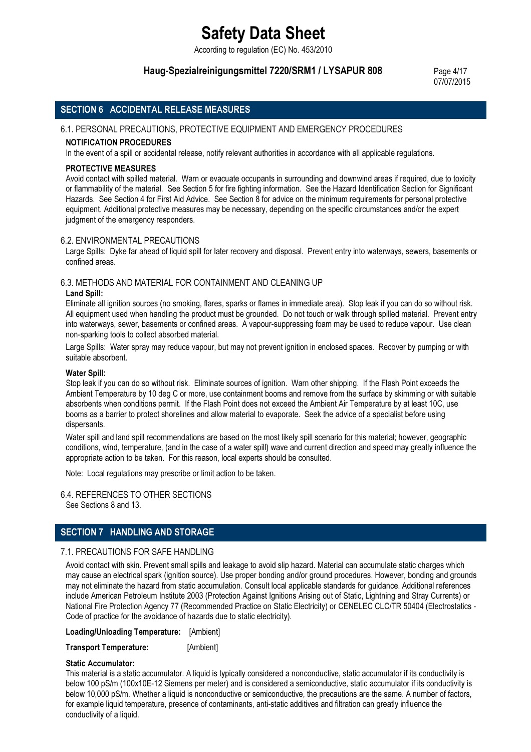## SECTION 6 ACCIDENTAL RELEASE MEASURES

### 6.1. PERSONAL PRECAUTIONS, PROTECTIVE EQUIPMENT AND EMERGENCY PROCEDURES

**NOTIFICATION PROCEDURES**

In the event of a spill or accidental release, notify relevant authorities in accordance with all applicable regulations.

**PROTECTIVE MEASURES**

Avoid contact with spilled material. Warn or evacuate occupants in surrounding and downwind areas if required, due to toxicity or flammability of the material. See Section 5 for fire fighting information. See the Hazard Identification Section for Significant Hazards. See Section 4 for First Aid Advice. See Section 8 for advice on the minimum requirements for personal protective equipment. Additional protective measures may be necessary, depending on the specific circumstances and/or the expert judgment of the emergency responders.

### 6.2. ENVIRONMENTAL PRECAUTIONS

Large Spills: Dyke far ahead of liquid spill for later recovery and disposal. Prevent entry into waterways, sewers, basements or confined areas.

### 6.3. METHODS AND MATERIAL FOR CONTAINMENT AND CLEANING UP

**Land Spill:**

Eliminate all ignition sources (no smoking, flares, sparks or flames in immediate area). Stop leak if you can do so without risk. All equipment used when handling the product must be grounded. Do not touch or walk through spilled material. Prevent entry into waterways, sewer, basements or confined areas. A vapour-suppressing foam may be used to reduce vapour. Use clean non-sparking tools to collect absorbed material.

Large Spills: Water spray may reduce vapour, but may not prevent ignition in enclosed spaces. Recover by pumping or with suitable absorbent.

**Water Spill:**

Stop leak if you can do so without risk. Eliminate sources of ignition. Warn other shipping. If the Flash Point exceeds the Ambient Temperature by 10 deg C or more, use containment booms and remove from the surface by skimming or with suitable absorbents when conditions permit. If the Flash Point does not exceed the Ambient Air Temperature by at least 10C, use booms as a barrier to protect shorelines and allow material to evaporate. Seek the advice of a specialist before using dispersants.

Water spill and land spill recommendations are based on the most likely spill scenario for this material; however, geographic conditions, wind, temperature, (and in the case of a water spill) wave and current direction and speed may greatly influence the appropriate action to be taken. For this reason, local experts should be consulted.

Note: Local regulations may prescribe or limit action to be taken.

### 6.4. REFERENCES TO OTHER SECTIONS

See Sections 8 and 13.

## SECTION 7 HANDLING AND STORAGE

### 7.1. PRECAUTIONS FOR SAFE HANDLING

Avoid contact with skin. Prevent small spills and leakage to avoid slip hazard. Material can accumulate static charges which may cause an electrical spark (ignition source). Use proper bonding and/or ground procedures. However, bonding and grounds may not eliminate the hazard from static accumulation. Consult local applicable standards for guidance. Additional references include American Petroleum Institute 2003 (Protection Against Ignitions Arising out of Static, Lightning and Stray Currents) or National Fire Protection Agency 77 (Recommended Practice on Static Electricity) or CENELEC CLC/TR 50404 (Electrostatics - Code of practice for the avoidance of hazards due to static electricity).

**Loading/Unloading Temperature:** [Ambient]

**Transport Temperature:** [Ambient]

**Static Accumulator:**

This material is a static accumulator. A liquid is typically considered a nonconductive, static accumulator if its conductivity is below 100 pS/m (100x10E-12 Siemens per meter) and is considered a semiconductive, static accumulator if its conductivity is below 10,000 pS/m. Whether a liquid is nonconductive or semiconductive, the precautions are the same. A number of factors, for example liquid temperature, presence of contaminants, anti-static additives and filtration can greatly influence the conductivity of a liquid.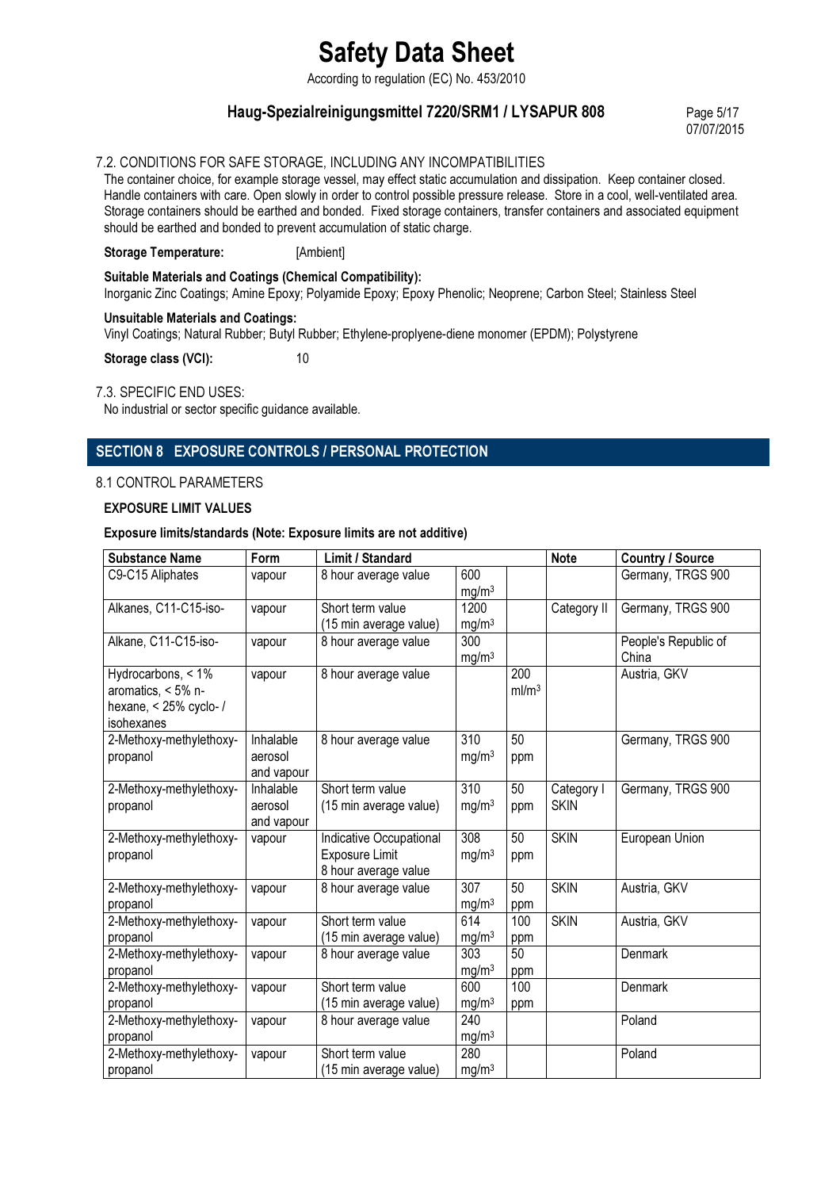7.2. CONDITIONS FOR SAFE STORAGE, INCLUDING ANY INCOMPATIBILITIES

The container choice, for example storage vessel, may effect static accumulation and dissipation. Keep container closed. Handle containers with care. Open slowly in order to control possible pressure release. Store in a cool, well-ventilated area. Storage containers should be earthed and bonded. Fixed storage containers, transfer containers and associated equipment should be earthed and bonded to prevent accumulation of static charge.

**Storage Temperature:** [Ambient]

**Suitable Materials and Coatings (Chemical Compatibility):**
Inorganic Zinc Coatings; Amine Epoxy; Polyamide Epoxy; Epoxy Phenolic; Neoprene; Carbon Steel; Stainless Steel

**Unsuitable Materials and Coatings:**
Vinyl Coatings; Natural Rubber; Butyl Rubber; Ethylene-proplyene-diene monomer (EPDM); Polystyrene

**Storage class (VCI):** 10

7.3. SPECIFIC END USES:

No industrial or sector specific guidance available.

## SECTION 8 EXPOSURE CONTROLS / PERSONAL PROTECTION

8.1 CONTROL PARAMETERS

**EXPOSURE LIMIT VALUES**

**Exposure limits/standards (Note: Exposure limits are not additive)**

| Substance Name | Form | Limit / Standard | | | Note | Country / Source |
|---|---|---|---|---|---|---|
| C9-C15 Aliphates | vapour | 8 hour average value | 600 mg/m³ | | | Germany, TRGS 900 |
| Alkanes, C11-C15-iso- | vapour | Short term value (15 min average value) | 1200 mg/m³ | | Category II | Germany, TRGS 900 |
| Alkane, C11-C15-iso- | vapour | 8 hour average value | 300 mg/m³ | | | People's Republic of China |
| Hydrocarbons, < 1% aromatics, < 5% n-hexane, < 25% cyclo- / isohexanes | vapour | 8 hour average value | | 200 ml/m³ | | Austria, GKV |
| 2-Methoxy-methylethoxy-propanol | Inhalable aerosol and vapour | 8 hour average value | 310 mg/m³ | 50 ppm | | Germany, TRGS 900 |
| 2-Methoxy-methylethoxy-propanol | Inhalable aerosol and vapour | Short term value (15 min average value) | 310 mg/m³ | 50 ppm | Category I SKIN | Germany, TRGS 900 |
| 2-Methoxy-methylethoxy-propanol | vapour | Indicative Occupational Exposure Limit 8 hour average value | 308 mg/m³ | 50 ppm | SKIN | European Union |
| 2-Methoxy-methylethoxy-propanol | vapour | 8 hour average value | 307 mg/m³ | 50 ppm | SKIN | Austria, GKV |
| 2-Methoxy-methylethoxy-propanol | vapour | Short term value (15 min average value) | 614 mg/m³ | 100 ppm | SKIN | Austria, GKV |
| 2-Methoxy-methylethoxy-propanol | vapour | 8 hour average value | 303 mg/m³ | 50 ppm | | Denmark |
| 2-Methoxy-methylethoxy-propanol | vapour | Short term value (15 min average value) | 600 mg/m³ | 100 ppm | | Denmark |
| 2-Methoxy-methylethoxy-propanol | vapour | 8 hour average value | 240 mg/m³ | | | Poland |
| 2-Methoxy-methylethoxy-propanol | vapour | Short term value (15 min average value) | 280 mg/m³ | | | Poland |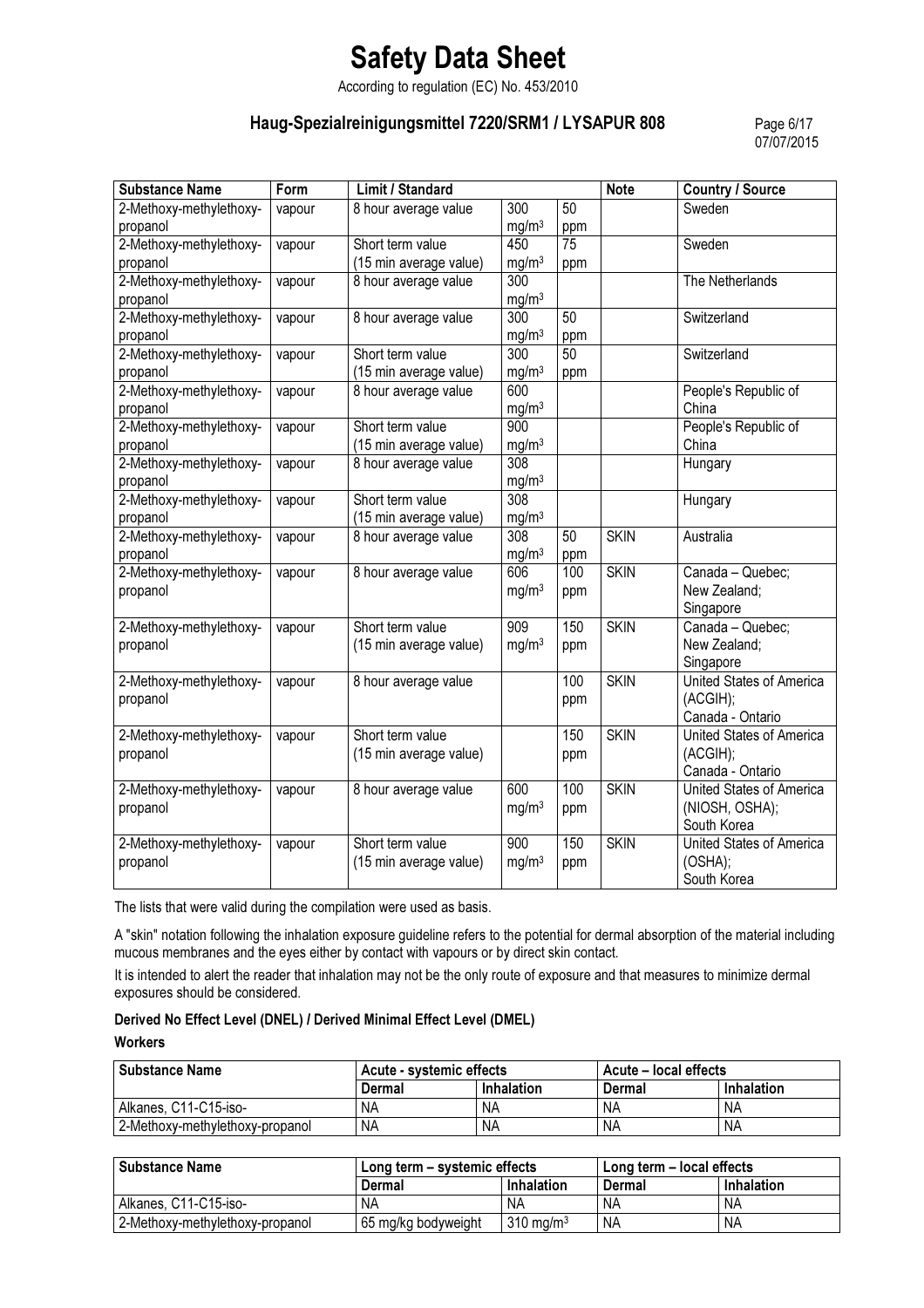| Substance Name | Form | Limit / Standard | | | Note | Country / Source |
|---|---|---|---|---|---|---|
| 2-Methoxy-methylethoxy-propanol | vapour | 8 hour average value | 300 mg/m³ | 50 ppm | | Sweden |
| 2-Methoxy-methylethoxy-propanol | vapour | Short term value (15 min average value) | 450 mg/m³ | 75 ppm | | Sweden |
| 2-Methoxy-methylethoxy-propanol | vapour | 8 hour average value | 300 mg/m³ | | | The Netherlands |
| 2-Methoxy-methylethoxy-propanol | vapour | 8 hour average value | 300 mg/m³ | 50 ppm | | Switzerland |
| 2-Methoxy-methylethoxy-propanol | vapour | Short term value (15 min average value) | 300 mg/m³ | 50 ppm | | Switzerland |
| 2-Methoxy-methylethoxy-propanol | vapour | 8 hour average value | 600 mg/m³ | | | People's Republic of China |
| 2-Methoxy-methylethoxy-propanol | vapour | Short term value (15 min average value) | 900 mg/m³ | | | People's Republic of China |
| 2-Methoxy-methylethoxy-propanol | vapour | 8 hour average value | 308 mg/m³ | | | Hungary |
| 2-Methoxy-methylethoxy-propanol | vapour | Short term value (15 min average value) | 308 mg/m³ | | | Hungary |
| 2-Methoxy-methylethoxy-propanol | vapour | 8 hour average value | 308 mg/m³ | 50 ppm | SKIN | Australia |
| 2-Methoxy-methylethoxy-propanol | vapour | 8 hour average value | 606 mg/m³ | 100 ppm | SKIN | Canada – Quebec; New Zealand; Singapore |
| 2-Methoxy-methylethoxy-propanol | vapour | Short term value (15 min average value) | 909 mg/m³ | 150 ppm | SKIN | Canada – Quebec; New Zealand; Singapore |
| 2-Methoxy-methylethoxy-propanol | vapour | 8 hour average value | | 100 ppm | SKIN | United States of America (ACGIH); Canada - Ontario |
| 2-Methoxy-methylethoxy-propanol | vapour | Short term value (15 min average value) | | 150 ppm | SKIN | United States of America (ACGIH); Canada - Ontario |
| 2-Methoxy-methylethoxy-propanol | vapour | 8 hour average value | 600 mg/m³ | 100 ppm | SKIN | United States of America (NIOSH, OSHA); South Korea |
| 2-Methoxy-methylethoxy-propanol | vapour | Short term value (15 min average value) | 900 mg/m³ | 150 ppm | SKIN | United States of America (OSHA); South Korea |

The lists that were valid during the compilation were used as basis.

A "skin" notation following the inhalation exposure guideline refers to the potential for dermal absorption of the material including mucous membranes and the eyes either by contact with vapours or by direct skin contact.

It is intended to alert the reader that inhalation may not be the only route of exposure and that measures to minimize dermal exposures should be considered.

**Derived No Effect Level (DNEL) / Derived Minimal Effect Level (DMEL)**

**Workers**

| Substance Name | Acute - systemic effects | | Acute – local effects | |
|---|---|---|---|---|
| | Dermal | Inhalation | Dermal | Inhalation |
| Alkanes, C11-C15-iso- | NA | NA | NA | NA |
| 2-Methoxy-methylethoxy-propanol | NA | NA | NA | NA |

| Substance Name | Long term – systemic effects | | Long term – local effects | |
|---|---|---|---|---|
| | Dermal | Inhalation | Dermal | Inhalation |
| Alkanes, C11-C15-iso- | NA | NA | NA | NA |
| 2-Methoxy-methylethoxy-propanol | 65 mg/kg bodyweight | 310 mg/m³ | NA | NA |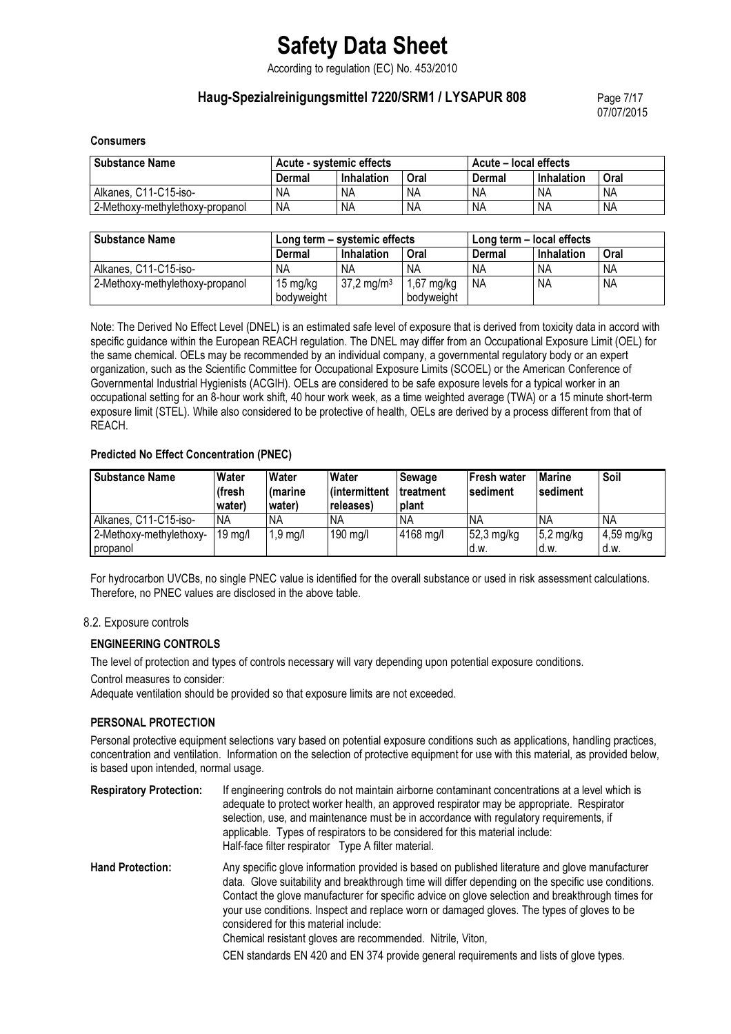**Consumers**

| Substance Name | Acute - systemic effects | | | Acute – local effects | | |
|---|---|---|---|---|---|---|
| | Dermal | Inhalation | Oral | Dermal | Inhalation | Oral |
| Alkanes, C11-C15-iso- | NA | NA | NA | NA | NA | NA |
| 2-Methoxy-methylethoxy-propanol | NA | NA | NA | NA | NA | NA |

| Substance Name | Long term – systemic effects | | | Long term – local effects | | |
|---|---|---|---|---|---|---|
| | Dermal | Inhalation | Oral | Dermal | Inhalation | Oral |
| Alkanes, C11-C15-iso- | NA | NA | NA | NA | NA | NA |
| 2-Methoxy-methylethoxy-propanol | 15 mg/kg bodyweight | 37,2 mg/m$^3$ | 1,67 mg/kg bodyweight | NA | NA | NA |

Note: The Derived No Effect Level (DNEL) is an estimated safe level of exposure that is derived from toxicity data in accord with specific guidance within the European REACH regulation. The DNEL may differ from an Occupational Exposure Limit (OEL) for the same chemical. OELs may be recommended by an individual company, a governmental regulatory body or an expert organization, such as the Scientific Committee for Occupational Exposure Limits (SCOEL) or the American Conference of Governmental Industrial Hygienists (ACGIH). OELs are considered to be safe exposure levels for a typical worker in an occupational setting for an 8-hour work shift, 40 hour work week, as a time weighted average (TWA) or a 15 minute short-term exposure limit (STEL). While also considered to be protective of health, OELs are derived by a process different from that of REACH.

**Predicted No Effect Concentration (PNEC)**

| Substance Name | Water (fresh water) | Water (marine water) | Water (intermittent releases) | Sewage treatment plant | Fresh water sediment | Marine sediment | Soil |
|---|---|---|---|---|---|---|---|
| Alkanes, C11-C15-iso- | NA | NA | NA | NA | NA | NA | NA |
| 2-Methoxy-methylethoxy-propanol | 19 mg/l | 1,9 mg/l | 190 mg/l | 4168 mg/l | 52,3 mg/kg d.w. | 5,2 mg/kg d.w. | 4,59 mg/kg d.w. |

For hydrocarbon UVCBs, no single PNEC value is identified for the overall substance or used in risk assessment calculations. Therefore, no PNEC values are disclosed in the above table.

8.2. Exposure controls

**ENGINEERING CONTROLS**

The level of protection and types of controls necessary will vary depending upon potential exposure conditions.

Control measures to consider:

Adequate ventilation should be provided so that exposure limits are not exceeded.

**PERSONAL PROTECTION**

Personal protective equipment selections vary based on potential exposure conditions such as applications, handling practices, concentration and ventilation. Information on the selection of protective equipment for use with this material, as provided below, is based upon intended, normal usage.

**Respiratory Protection:** If engineering controls do not maintain airborne contaminant concentrations at a level which is adequate to protect worker health, an approved respirator may be appropriate. Respirator selection, use, and maintenance must be in accordance with regulatory requirements, if applicable. Types of respirators to be considered for this material include:
Half-face filter respirator Type A filter material.

**Hand Protection:** Any specific glove information provided is based on published literature and glove manufacturer data. Glove suitability and breakthrough time will differ depending on the specific use conditions. Contact the glove manufacturer for specific advice on glove selection and breakthrough times for your use conditions. Inspect and replace worn or damaged gloves. The types of gloves to be considered for this material include:
Chemical resistant gloves are recommended. Nitrile, Viton,

CEN standards EN 420 and EN 374 provide general requirements and lists of glove types.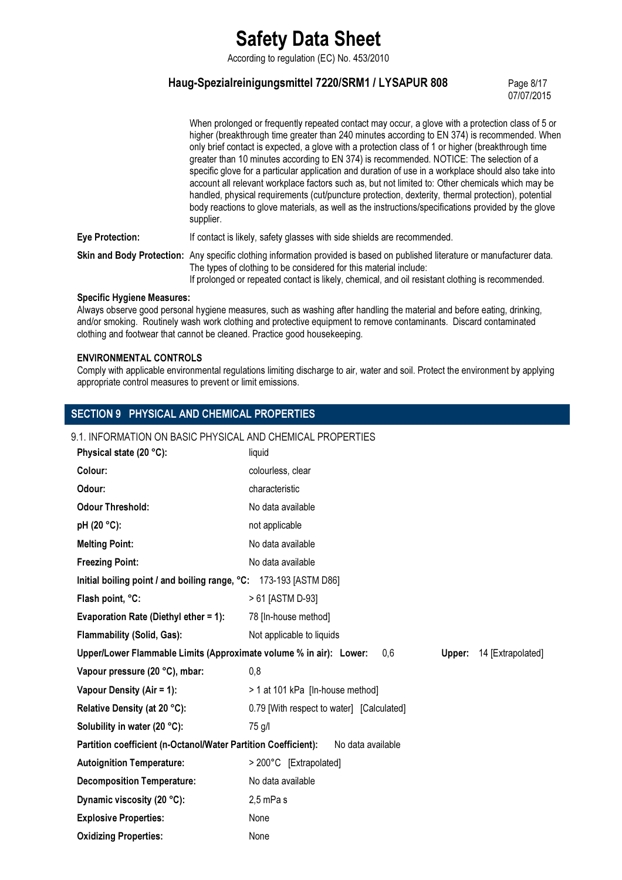When prolonged or frequently repeated contact may occur, a glove with a protection class of 5 or higher (breakthrough time greater than 240 minutes according to EN 374) is recommended. When only brief contact is expected, a glove with a protection class of 1 or higher (breakthrough time greater than 10 minutes according to EN 374) is recommended. NOTICE: The selection of a specific glove for a particular application and duration of use in a workplace should also take into account all relevant workplace factors such as, but not limited to: Other chemicals which may be handled, physical requirements (cut/puncture protection, dexterity, thermal protection), potential body reactions to glove materials, as well as the instructions/specifications provided by the glove supplier.

**Eye Protection:** If contact is likely, safety glasses with side shields are recommended.

**Skin and Body Protection:** Any specific clothing information provided is based on published literature or manufacturer data. The types of clothing to be considered for this material include:
If prolonged or repeated contact is likely, chemical, and oil resistant clothing is recommended.

**Specific Hygiene Measures:**
Always observe good personal hygiene measures, such as washing after handling the material and before eating, drinking, and/or smoking. Routinely wash work clothing and protective equipment to remove contaminants. Discard contaminated clothing and footwear that cannot be cleaned. Practice good housekeeping.

**ENVIRONMENTAL CONTROLS**
Comply with applicable environmental regulations limiting discharge to air, water and soil. Protect the environment by applying appropriate control measures to prevent or limit emissions.

## SECTION 9 PHYSICAL AND CHEMICAL PROPERTIES

9.1. INFORMATION ON BASIC PHYSICAL AND CHEMICAL PROPERTIES

**Physical state (20 °C):** liquid

**Colour:** colourless, clear

**Odour:** characteristic

**Odour Threshold:** No data available

**pH (20 °C):** not applicable

**Melting Point:** No data available

**Freezing Point:** No data available

**Initial boiling point / and boiling range, °C:** 173-193 [ASTM D86]

**Flash point, °C:** > 61 [ASTM D-93]

**Evaporation Rate (Diethyl ether = 1):** 78 [In-house method]

**Flammability (Solid, Gas):** Not applicable to liquids

**Upper/Lower Flammable Limits (Approximate volume % in air): Lower:** 0,6 **Upper:** 14 [Extrapolated]

**Vapour pressure (20 °C), mbar:** 0,8

**Vapour Density (Air = 1):** > 1 at 101 kPa [In-house method]

**Relative Density (at 20 °C):** 0.79 [With respect to water] [Calculated]

**Solubility in water (20 °C):** 75 g/l

**Partition coefficient (n-Octanol/Water Partition Coefficient):** No data available

**Autoignition Temperature:** > 200°C [Extrapolated]

**Decomposition Temperature:** No data available

**Dynamic viscosity (20 °C):** 2,5 mPa s

**Explosive Properties:** None

**Oxidizing Properties:** None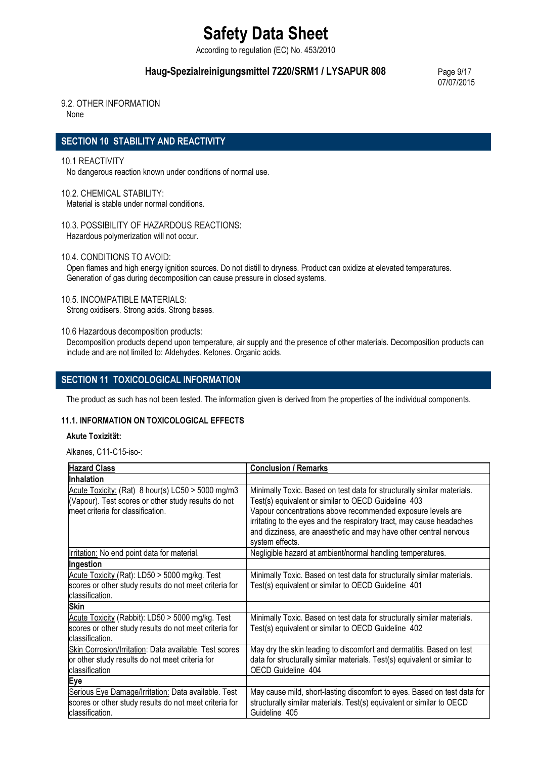9.2. OTHER INFORMATION

None

## SECTION 10 STABILITY AND REACTIVITY

10.1 REACTIVITY

No dangerous reaction known under conditions of normal use.

10.2. CHEMICAL STABILITY:

Material is stable under normal conditions.

10.3. POSSIBILITY OF HAZARDOUS REACTIONS:

Hazardous polymerization will not occur.

10.4. CONDITIONS TO AVOID:

Open flames and high energy ignition sources. Do not distill to dryness. Product can oxidize at elevated temperatures. Generation of gas during decomposition can cause pressure in closed systems.

10.5. INCOMPATIBLE MATERIALS:

Strong oxidisers. Strong acids. Strong bases.

10.6 Hazardous decomposition products:

Decomposition products depend upon temperature, air supply and the presence of other materials. Decomposition products can include and are not limited to: Aldehydes. Ketones. Organic acids.

## SECTION 11 TOXICOLOGICAL INFORMATION

The product as such has not been tested. The information given is derived from the properties of the individual components.

### 11.1. INFORMATION ON TOXICOLOGICAL EFFECTS

**Akute Toxizität:**

Alkanes, C11-C15-iso-:

| Hazard Class | Conclusion / Remarks |
|---|---|
| **Inhalation** | |
| Acute Toxicity: (Rat) 8 hour(s) LC50 > 5000 mg/m3 (Vapour). Test scores or other study results do not meet criteria for classification. | Minimally Toxic. Based on test data for structurally similar materials. Test(s) equivalent or similar to OECD Guideline 403 Vapour concentrations above recommended exposure levels are irritating to the eyes and the respiratory tract, may cause headaches and dizziness, are anaesthetic and may have other central nervous system effects. |
| Irritation: No end point data for material. | Negligible hazard at ambient/normal handling temperatures. |
| **Ingestion** | |
| Acute Toxicity (Rat): LD50 > 5000 mg/kg. Test scores or other study results do not meet criteria for classification. | Minimally Toxic. Based on test data for structurally similar materials. Test(s) equivalent or similar to OECD Guideline 401 |
| **Skin** | |
| Acute Toxicity (Rabbit): LD50 > 5000 mg/kg. Test scores or other study results do not meet criteria for classification. | Minimally Toxic. Based on test data for structurally similar materials. Test(s) equivalent or similar to OECD Guideline 402 |
| Skin Corrosion/Irritation: Data available. Test scores or other study results do not meet criteria for classification | May dry the skin leading to discomfort and dermatitis. Based on test data for structurally similar materials. Test(s) equivalent or similar to OECD Guideline 404 |
| **Eye** | |
| Serious Eye Damage/Irritation: Data available. Test scores or other study results do not meet criteria for classification. | May cause mild, short-lasting discomfort to eyes. Based on test data for structurally similar materials. Test(s) equivalent or similar to OECD Guideline 405 |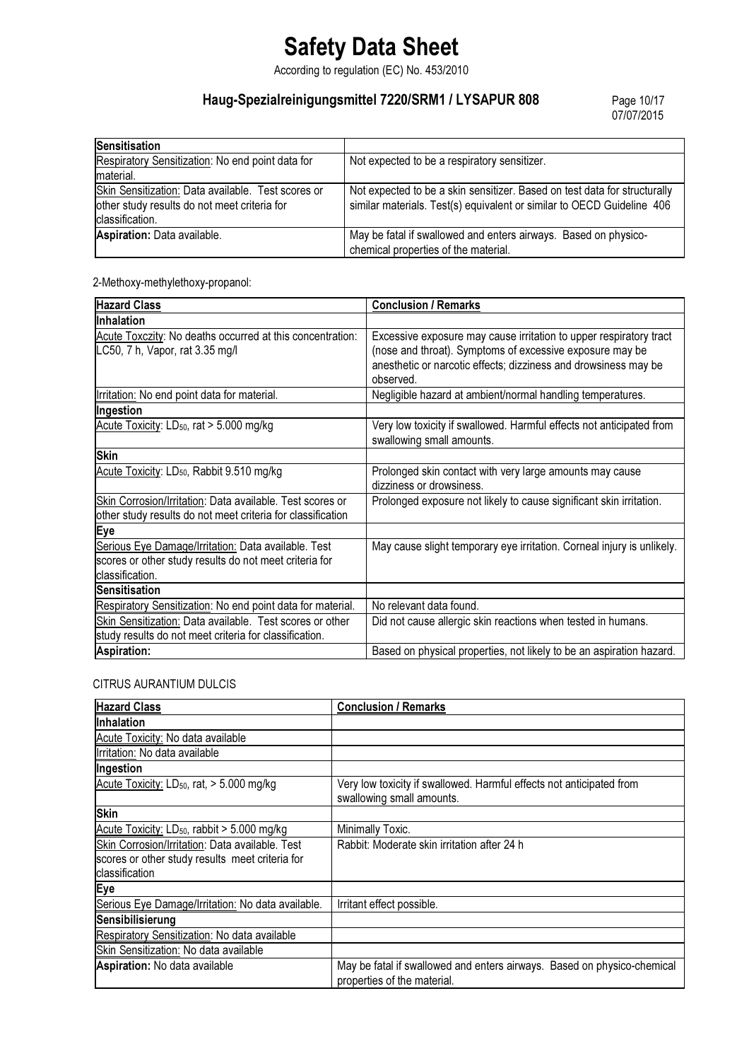| Sensitisation | |
| --- | --- |
| Respiratory Sensitization: No end point data for material. | Not expected to be a respiratory sensitizer. |
| Skin Sensitization: Data available. Test scores or other study results do not meet criteria for classification. | Not expected to be a skin sensitizer. Based on test data for structurally similar materials. Test(s) equivalent or similar to OECD Guideline 406 |
| **Aspiration:** Data available. | May be fatal if swallowed and enters airways. Based on physico-chemical properties of the material. |

2-Methoxy-methylethoxy-propanol:

| Hazard Class | Conclusion / Remarks |
| --- | --- |
| **Inhalation** | |
| Acute Toxczity: No deaths occurred at this concentration: LC50, 7 h, Vapor, rat 3.35 mg/l | Excessive exposure may cause irritation to upper respiratory tract (nose and throat). Symptoms of excessive exposure may be anesthetic or narcotic effects; dizziness and drowsiness may be observed. |
| Irritation: No end point data for material. | Negligible hazard at ambient/normal handling temperatures. |
| **Ingestion** | |
| Acute Toxicity: $LD_{50}$, rat > 5.000 mg/kg | Very low toxicity if swallowed. Harmful effects not anticipated from swallowing small amounts. |
| **Skin** | |
| Acute Toxicity: $LD_{50}$, Rabbit 9.510 mg/kg | Prolonged skin contact with very large amounts may cause dizziness or drowsiness. |
| Skin Corrosion/Irritation: Data available. Test scores or other study results do not meet criteria for classification | Prolonged exposure not likely to cause significant skin irritation. |
| **Eye** | |
| Serious Eye Damage/Irritation: Data available. Test scores or other study results do not meet criteria for classification. | May cause slight temporary eye irritation. Corneal injury is unlikely. |
| **Sensitisation** | |
| Respiratory Sensitization: No end point data for material. | No relevant data found. |
| Skin Sensitization: Data available. Test scores or other study results do not meet criteria for classification. | Did not cause allergic skin reactions when tested in humans. |
| **Aspiration:** | Based on physical properties, not likely to be an aspiration hazard. |

CITRUS AURANTIUM DULCIS

| Hazard Class | Conclusion / Remarks |
| --- | --- |
| **Inhalation** | |
| Acute Toxicity: No data available | |
| Irritation: No data available | |
| **Ingestion** | |
| Acute Toxicity: $LD_{50}$, rat, > 5.000 mg/kg | Very low toxicity if swallowed. Harmful effects not anticipated from swallowing small amounts. |
| **Skin** | |
| Acute Toxicity: $LD_{50}$, rabbit > 5.000 mg/kg | Minimally Toxic. |
| Skin Corrosion/Irritation: Data available. Test scores or other study results meet criteria for classification | Rabbit: Moderate skin irritation after 24 h |
| **Eye** | |
| Serious Eye Damage/Irritation: No data available. | Irritant effect possible. |
| **Sensibilisierung** | |
| Respiratory Sensitization: No data available | |
| Skin Sensitization: No data available | |
| **Aspiration:** No data available | May be fatal if swallowed and enters airways. Based on physico-chemical properties of the material. |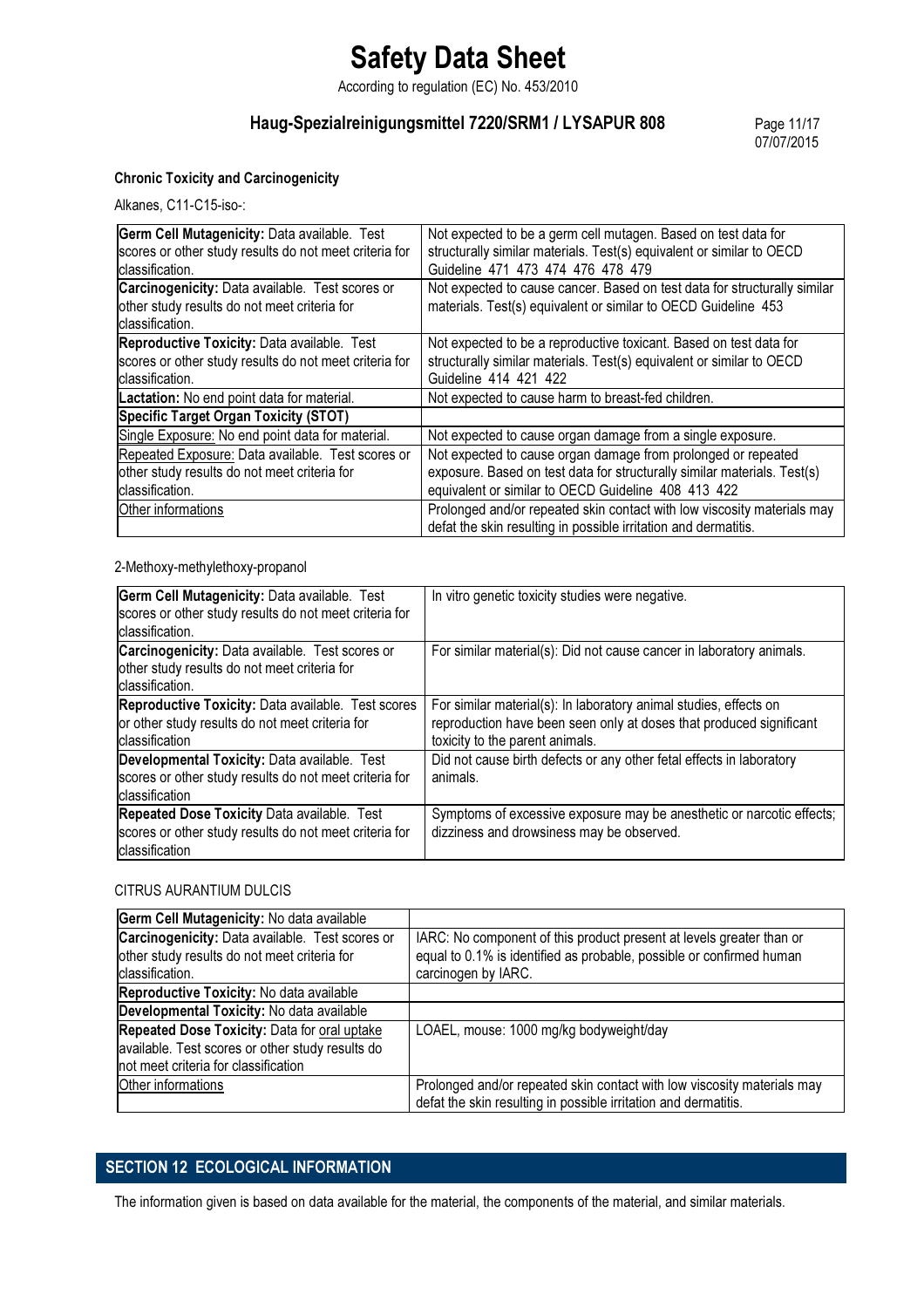### Chronic Toxicity and Carcinogenicity

Alkanes, C11-C15-iso-:

| | |
|---|---|
| **Germ Cell Mutagenicity:** Data available. Test scores or other study results do not meet criteria for classification. | Not expected to be a germ cell mutagen. Based on test data for structurally similar materials. Test(s) equivalent or similar to OECD Guideline 471 473 474 476 478 479 |
| **Carcinogenicity:** Data available. Test scores or other study results do not meet criteria for classification. | Not expected to cause cancer. Based on test data for structurally similar materials. Test(s) equivalent or similar to OECD Guideline 453 |
| **Reproductive Toxicity:** Data available. Test scores or other study results do not meet criteria for classification. | Not expected to be a reproductive toxicant. Based on test data for structurally similar materials. Test(s) equivalent or similar to OECD Guideline 414 421 422 |
| **Lactation:** No end point data for material. | Not expected to cause harm to breast-fed children. |
| **Specific Target Organ Toxicity (STOT)** | |
| Single Exposure: No end point data for material. | Not expected to cause organ damage from a single exposure. |
| Repeated Exposure: Data available. Test scores or other study results do not meet criteria for classification. | Not expected to cause organ damage from prolonged or repeated exposure. Based on test data for structurally similar materials. Test(s) equivalent or similar to OECD Guideline 408 413 422 |
| Other informations | Prolonged and/or repeated skin contact with low viscosity materials may defat the skin resulting in possible irritation and dermatitis. |

2-Methoxy-methylethoxy-propanol

| | |
|---|---|
| **Germ Cell Mutagenicity:** Data available. Test scores or other study results do not meet criteria for classification. | In vitro genetic toxicity studies were negative. |
| **Carcinogenicity:** Data available. Test scores or other study results do not meet criteria for classification. | For similar material(s): Did not cause cancer in laboratory animals. |
| **Reproductive Toxicity:** Data available. Test scores or other study results do not meet criteria for classification | For similar material(s): In laboratory animal studies, effects on reproduction have been seen only at doses that produced significant toxicity to the parent animals. |
| **Developmental Toxicity:** Data available. Test scores or other study results do not meet criteria for classification | Did not cause birth defects or any other fetal effects in laboratory animals. |
| **Repeated Dose Toxicity** Data available. Test scores or other study results do not meet criteria for classification | Symptoms of excessive exposure may be anesthetic or narcotic effects; dizziness and drowsiness may be observed. |

CITRUS AURANTIUM DULCIS

| | |
|---|---|
| **Germ Cell Mutagenicity:** No data available | |
| **Carcinogenicity:** Data available. Test scores or other study results do not meet criteria for classification. | IARC: No component of this product present at levels greater than or equal to 0.1% is identified as probable, possible or confirmed human carcinogen by IARC. |
| **Reproductive Toxicity:** No data available | |
| **Developmental Toxicity:** No data available | |
| **Repeated Dose Toxicity:** Data for oral uptake available. Test scores or other study results do not meet criteria for classification | LOAEL, mouse: 1000 mg/kg bodyweight/day |
| Other informations | Prolonged and/or repeated skin contact with low viscosity materials may defat the skin resulting in possible irritation and dermatitis. |

## SECTION 12 ECOLOGICAL INFORMATION

The information given is based on data available for the material, the components of the material, and similar materials.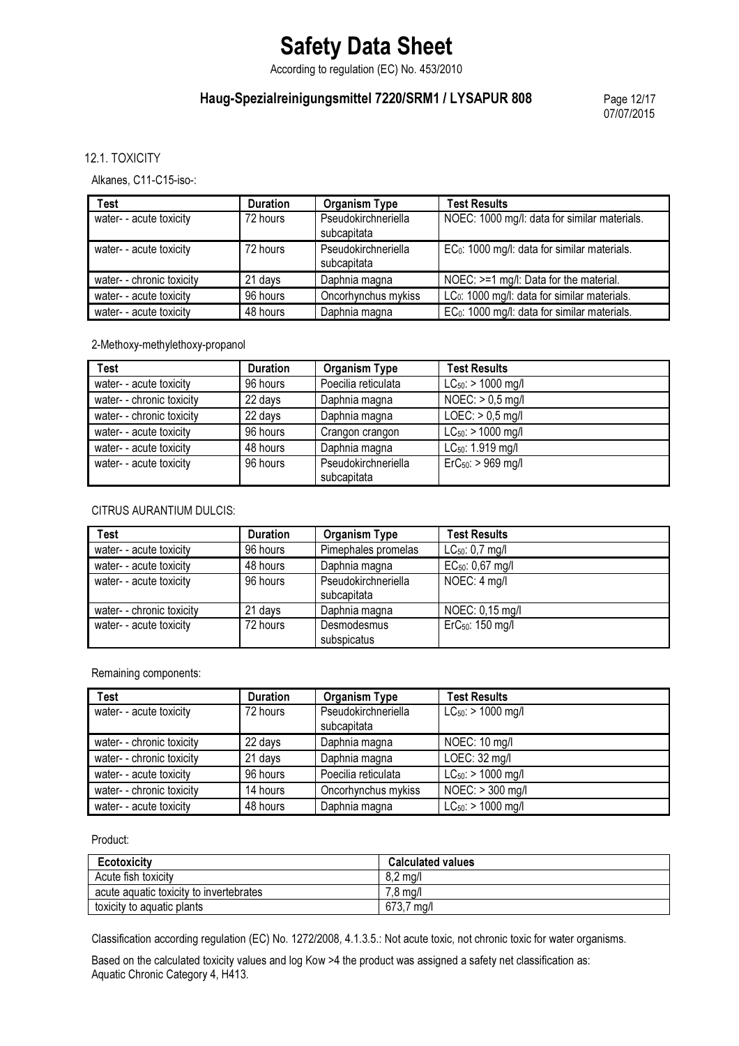## 12.1. TOXICITY

Alkanes, C11-C15-iso-:

| Test | Duration | Organism Type | Test Results |
|---|---|---|---|
| water- - acute toxicity | 72 hours | Pseudokirchneriella subcapitata | NOEC: 1000 mg/l: data for similar materials. |
| water- - acute toxicity | 72 hours | Pseudokirchneriella subcapitata | $EC_0$: 1000 mg/l: data for similar materials. |
| water- - chronic toxicity | 21 days | Daphnia magna | NOEC: >=1 mg/l: Data for the material. |
| water- - acute toxicity | 96 hours | Oncorhynchus mykiss | $LC_0$: 1000 mg/l: data for similar materials. |
| water- - acute toxicity | 48 hours | Daphnia magna | $EC_0$: 1000 mg/l: data for similar materials. |

2-Methoxy-methylethoxy-propanol

| Test | Duration | Organism Type | Test Results |
|---|---|---|---|
| water- - acute toxicity | 96 hours | Poecilia reticulata | $LC_{50}$: > 1000 mg/l |
| water- - chronic toxicity | 22 days | Daphnia magna | NOEC: > 0,5 mg/l |
| water- - chronic toxicity | 22 days | Daphnia magna | LOEC: > 0,5 mg/l |
| water- - acute toxicity | 96 hours | Crangon crangon | $LC_{50}$: > 1000 mg/l |
| water- - acute toxicity | 48 hours | Daphnia magna | $LC_{50}$: 1.919 mg/l |
| water- - acute toxicity | 96 hours | Pseudokirchneriella subcapitata | $ErC_{50}$: > 969 mg/l |

CITRUS AURANTIUM DULCIS:

| Test | Duration | Organism Type | Test Results |
|---|---|---|---|
| water- - acute toxicity | 96 hours | Pimephales promelas | $LC_{50}$: 0,7 mg/l |
| water- - acute toxicity | 48 hours | Daphnia magna | $EC_{50}$: 0,67 mg/l |
| water- - acute toxicity | 96 hours | Pseudokirchneriella subcapitata | NOEC: 4 mg/l |
| water- - chronic toxicity | 21 days | Daphnia magna | NOEC: 0,15 mg/l |
| water- - acute toxicity | 72 hours | Desmodesmus subspicatus | $ErC_{50}$: 150 mg/l |

Remaining components:

| Test | Duration | Organism Type | Test Results |
|---|---|---|---|
| water- - acute toxicity | 72 hours | Pseudokirchneriella subcapitata | $LC_{50}$: > 1000 mg/l |
| water- - chronic toxicity | 22 days | Daphnia magna | NOEC: 10 mg/l |
| water- - chronic toxicity | 21 days | Daphnia magna | LOEC: 32 mg/l |
| water- - acute toxicity | 96 hours | Poecilia reticulata | $LC_{50}$: > 1000 mg/l |
| water- - chronic toxicity | 14 hours | Oncorhynchus mykiss | NOEC: > 300 mg/l |
| water- - acute toxicity | 48 hours | Daphnia magna | $LC_{50}$: > 1000 mg/l |

Product:

| Ecotoxicity | Calculated values |
|---|---|
| Acute fish toxicity | 8,2 mg/l |
| acute aquatic toxicity to invertebrates | 7,8 mg/l |
| toxicity to aquatic plants | 673,7 mg/l |

Classification according regulation (EC) No. 1272/2008, 4.1.3.5.: Not acute toxic, not chronic toxic for water organisms.

Based on the calculated toxicity values and log Kow >4 the product was assigned a safety net classification as: Aquatic Chronic Category 4, H413.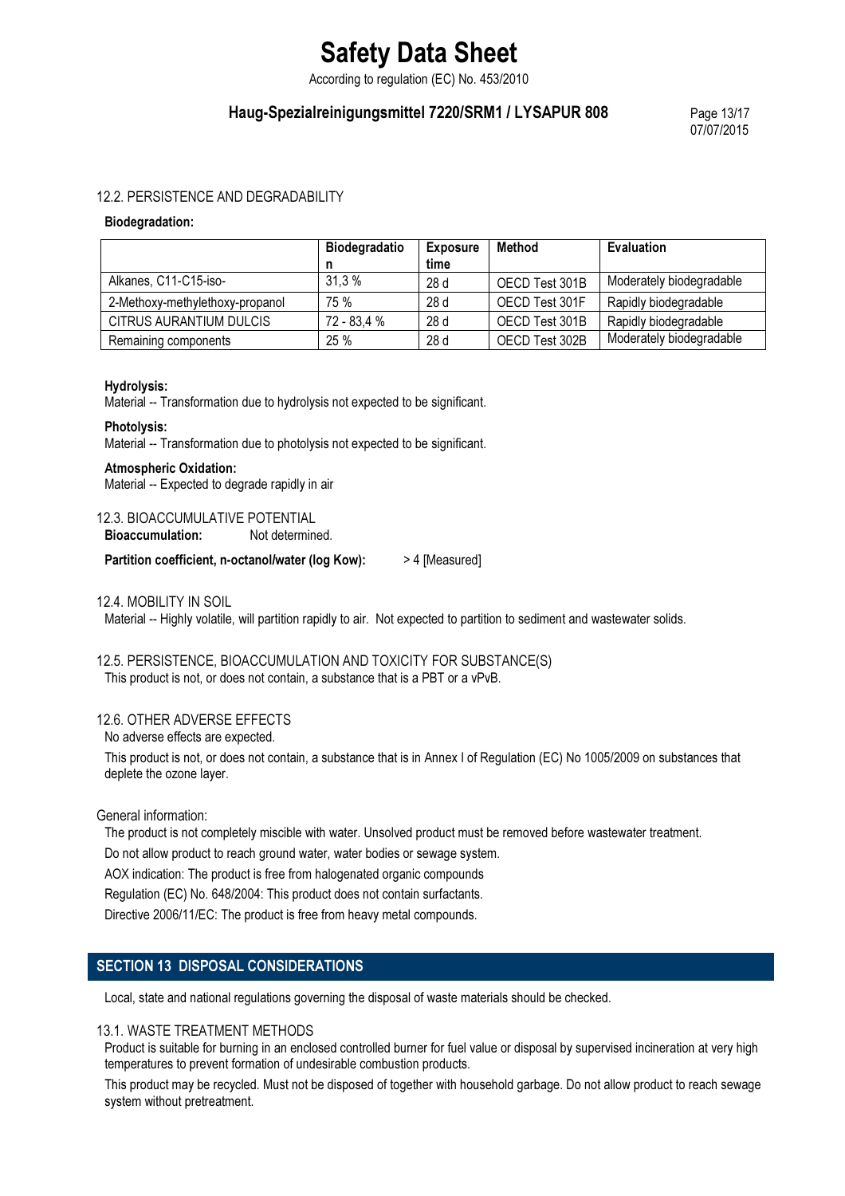### 12.2. PERSISTENCE AND DEGRADABILITY

**Biodegradation:**

| | Biodegradation | Exposure time | Method | Evaluation |
|---|---|---|---|---|
| Alkanes, C11-C15-iso- | 31,3 % | 28 d | OECD Test 301B | Moderately biodegradable |
| 2-Methoxy-methylethoxy-propanol | 75 % | 28 d | OECD Test 301F | Rapidly biodegradable |
| CITRUS AURANTIUM DULCIS | 72 - 83,4 % | 28 d | OECD Test 301B | Rapidly biodegradable |
| Remaining components | 25 % | 28 d | OECD Test 302B | Moderately biodegradable |

**Hydrolysis:**
Material -- Transformation due to hydrolysis not expected to be significant.

**Photolysis:**
Material -- Transformation due to photolysis not expected to be significant.

**Atmospheric Oxidation:**
Material -- Expected to degrade rapidly in air

### 12.3. BIOACCUMULATIVE POTENTIAL

**Bioaccumulation:** Not determined.

**Partition coefficient, n-octanol/water (log Kow):** > 4 [Measured]

### 12.4. MOBILITY IN SOIL

Material -- Highly volatile, will partition rapidly to air. Not expected to partition to sediment and wastewater solids.

### 12.5. PERSISTENCE, BIOACCUMULATION AND TOXICITY FOR SUBSTANCE(S)

This product is not, or does not contain, a substance that is a PBT or a vPvB.

### 12.6. OTHER ADVERSE EFFECTS

No adverse effects are expected.

This product is not, or does not contain, a substance that is in Annex I of Regulation (EC) No 1005/2009 on substances that deplete the ozone layer.

General information:

The product is not completely miscible with water. Unsolved product must be removed before wastewater treatment.

Do not allow product to reach ground water, water bodies or sewage system.

AOX indication: The product is free from halogenated organic compounds

Regulation (EC) No. 648/2004: This product does not contain surfactants.

Directive 2006/11/EC: The product is free from heavy metal compounds.

## SECTION 13 DISPOSAL CONSIDERATIONS

Local, state and national regulations governing the disposal of waste materials should be checked.

### 13.1. WASTE TREATMENT METHODS

Product is suitable for burning in an enclosed controlled burner for fuel value or disposal by supervised incineration at very high temperatures to prevent formation of undesirable combustion products.

This product may be recycled. Must not be disposed of together with household garbage. Do not allow product to reach sewage system without pretreatment.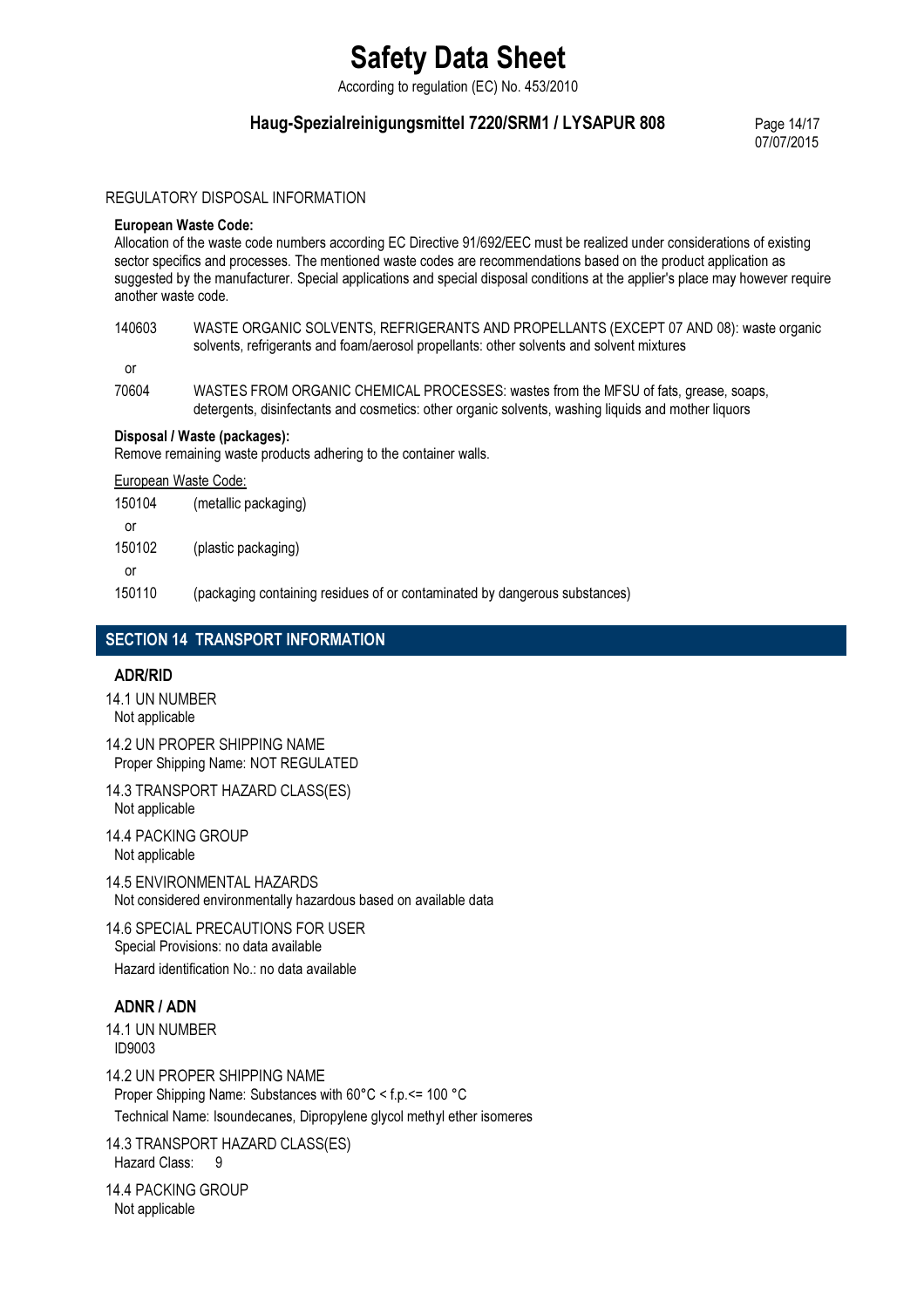REGULATORY DISPOSAL INFORMATION

**European Waste Code:**
Allocation of the waste code numbers according EC Directive 91/692/EEC must be realized under considerations of existing sector specifics and processes. The mentioned waste codes are recommendations based on the product application as suggested by the manufacturer. Special applications and special disposal conditions at the applier's place may however require another waste code.

140603 WASTE ORGANIC SOLVENTS, REFRIGERANTS AND PROPELLANTS (EXCEPT 07 AND 08): waste organic solvents, refrigerants and foam/aerosol propellants: other solvents and solvent mixtures

or

70604 WASTES FROM ORGANIC CHEMICAL PROCESSES: wastes from the MFSU of fats, grease, soaps, detergents, disinfectants and cosmetics: other organic solvents, washing liquids and mother liquors

**Disposal / Waste (packages):**
Remove remaining waste products adhering to the container walls.

European Waste Code:

150104 (metallic packaging)

or

150102 (plastic packaging)

or

150110 (packaging containing residues of or contaminated by dangerous substances)

## SECTION 14 TRANSPORT INFORMATION

### ADR/RID

14.1 UN NUMBER
Not applicable

14.2 UN PROPER SHIPPING NAME
Proper Shipping Name: NOT REGULATED

14.3 TRANSPORT HAZARD CLASS(ES)
Not applicable

14.4 PACKING GROUP
Not applicable

14.5 ENVIRONMENTAL HAZARDS
Not considered environmentally hazardous based on available data

14.6 SPECIAL PRECAUTIONS FOR USER
Special Provisions: no data available
Hazard identification No.: no data available

### ADNR / ADN

14.1 UN NUMBER
ID9003

14.2 UN PROPER SHIPPING NAME
Proper Shipping Name: Substances with 60°C < f.p.<= 100 °C
Technical Name: Isoundecanes, Dipropylene glycol methyl ether isomeres

14.3 TRANSPORT HAZARD CLASS(ES)
Hazard Class: 9

14.4 PACKING GROUP
Not applicable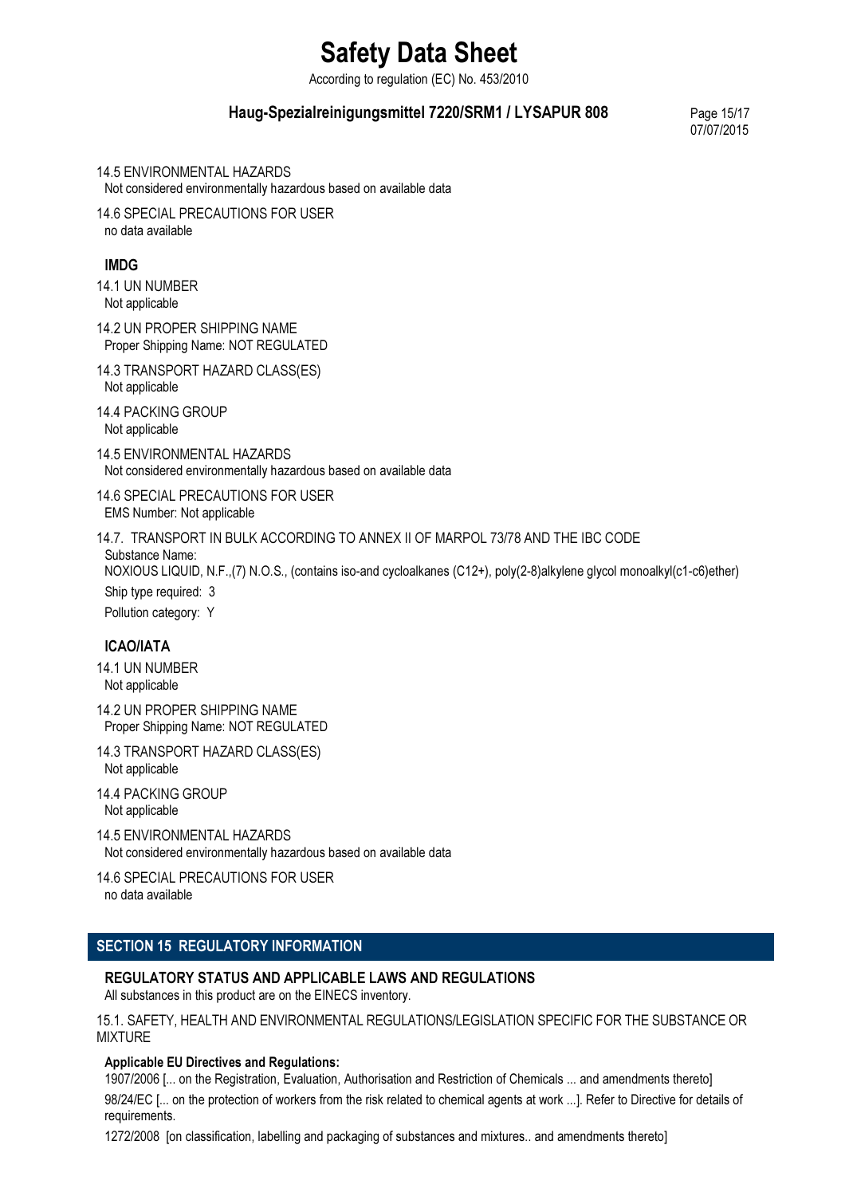14.5 ENVIRONMENTAL HAZARDS
Not considered environmentally hazardous based on available data

14.6 SPECIAL PRECAUTIONS FOR USER
no data available

### IMDG

14.1 UN NUMBER
Not applicable

14.2 UN PROPER SHIPPING NAME
Proper Shipping Name: NOT REGULATED

14.3 TRANSPORT HAZARD CLASS(ES)
Not applicable

14.4 PACKING GROUP
Not applicable

14.5 ENVIRONMENTAL HAZARDS
Not considered environmentally hazardous based on available data

14.6 SPECIAL PRECAUTIONS FOR USER
EMS Number: Not applicable

14.7. TRANSPORT IN BULK ACCORDING TO ANNEX II OF MARPOL 73/78 AND THE IBC CODE
Substance Name:
NOXIOUS LIQUID, N.F.,(7) N.O.S., (contains iso-and cycloalkanes (C12+), poly(2-8)alkylene glycol monoalkyl(c1-c6)ether)

Ship type required: 3

Pollution category: Y

### ICAO/IATA

14.1 UN NUMBER
Not applicable

14.2 UN PROPER SHIPPING NAME
Proper Shipping Name: NOT REGULATED

14.3 TRANSPORT HAZARD CLASS(ES)
Not applicable

14.4 PACKING GROUP
Not applicable

14.5 ENVIRONMENTAL HAZARDS
Not considered environmentally hazardous based on available data

14.6 SPECIAL PRECAUTIONS FOR USER
no data available

## SECTION 15 REGULATORY INFORMATION

### REGULATORY STATUS AND APPLICABLE LAWS AND REGULATIONS

All substances in this product are on the EINECS inventory.

15.1. SAFETY, HEALTH AND ENVIRONMENTAL REGULATIONS/LEGISLATION SPECIFIC FOR THE SUBSTANCE OR MIXTURE

**Applicable EU Directives and Regulations:**

1907/2006 [... on the Registration, Evaluation, Authorisation and Restriction of Chemicals ... and amendments thereto]

98/24/EC [... on the protection of workers from the risk related to chemical agents at work ...]. Refer to Directive for details of requirements.

1272/2008 [on classification, labelling and packaging of substances and mixtures.. and amendments thereto]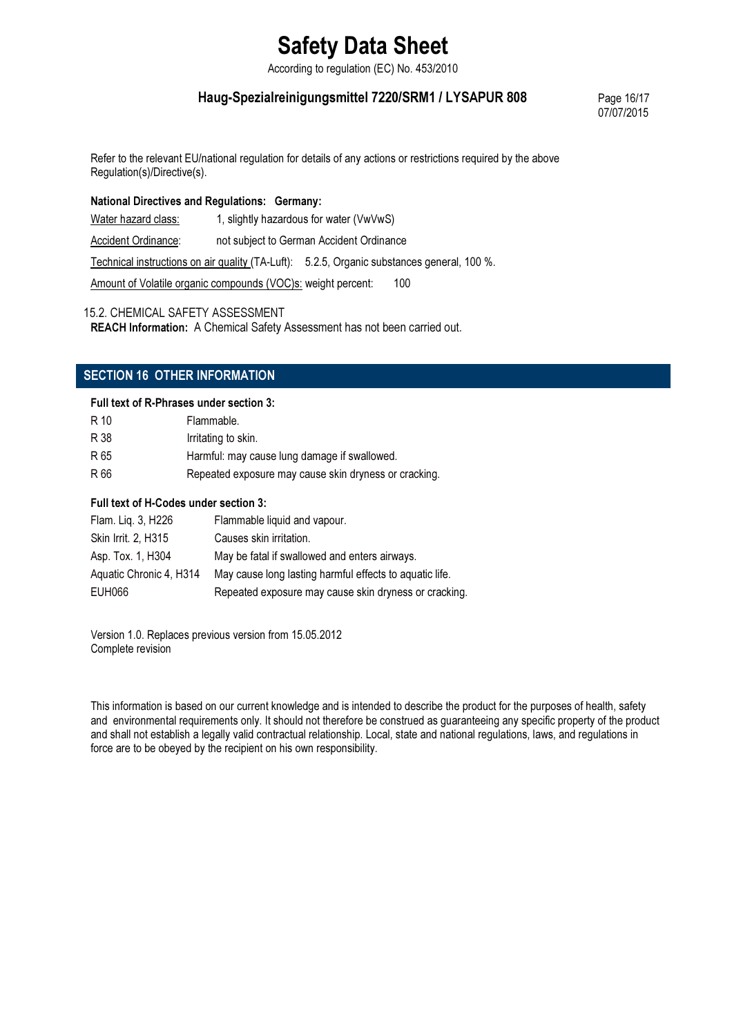Refer to the relevant EU/national regulation for details of any actions or restrictions required by the above Regulation(s)/Directive(s).

**National Directives and Regulations: Germany:**

Water hazard class: 1, slightly hazardous for water (VwVwS)

Accident Ordinance: not subject to German Accident Ordinance

Technical instructions on air quality (TA-Luft): 5.2.5, Organic substances general, 100 %.

Amount of Volatile organic compounds (VOC)s: weight percent: 100

15.2. CHEMICAL SAFETY ASSESSMENT

**REACH Information:** A Chemical Safety Assessment has not been carried out.

## SECTION 16 OTHER INFORMATION

**Full text of R-Phrases under section 3:**

| | |
|---|---|
| R 10 | Flammable. |
| R 38 | Irritating to skin. |
| R 65 | Harmful: may cause lung damage if swallowed. |
| R 66 | Repeated exposure may cause skin dryness or cracking. |

**Full text of H-Codes under section 3:**

| | |
|---|---|
| Flam. Liq. 3, H226 | Flammable liquid and vapour. |
| Skin Irrit. 2, H315 | Causes skin irritation. |
| Asp. Tox. 1, H304 | May be fatal if swallowed and enters airways. |
| Aquatic Chronic 4, H314 | May cause long lasting harmful effects to aquatic life. |
| EUH066 | Repeated exposure may cause skin dryness or cracking. |

Version 1.0. Replaces previous version from 15.05.2012
Complete revision

This information is based on our current knowledge and is intended to describe the product for the purposes of health, safety and environmental requirements only. It should not therefore be construed as guaranteeing any specific property of the product and shall not establish a legally valid contractual relationship. Local, state and national regulations, laws, and regulations in force are to be obeyed by the recipient on his own responsibility.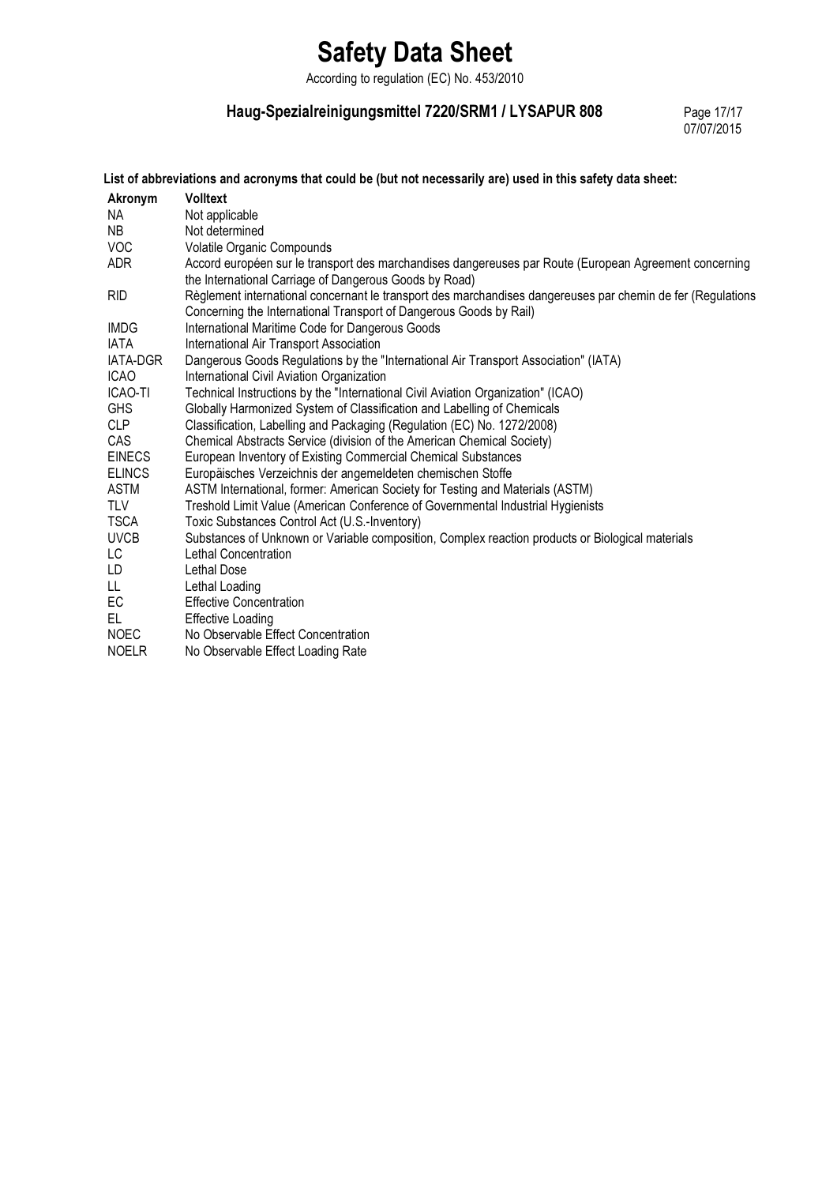**List of abbreviations and acronyms that could be (but not necessarily are) used in this safety data sheet:**

| Akronym | Volltext |
|---|---|
| NA | Not applicable |
| NB | Not determined |
| VOC | Volatile Organic Compounds |
| ADR | Accord européen sur le transport des marchandises dangereuses par Route (European Agreement concerning the International Carriage of Dangerous Goods by Road) |
| RID | Règlement international concernant le transport des marchandises dangereuses par chemin de fer (Regulations Concerning the International Transport of Dangerous Goods by Rail) |
| IMDG | International Maritime Code for Dangerous Goods |
| IATA | International Air Transport Association |
| IATA-DGR | Dangerous Goods Regulations by the "International Air Transport Association" (IATA) |
| ICAO | International Civil Aviation Organization |
| ICAO-TI | Technical Instructions by the "International Civil Aviation Organization" (ICAO) |
| GHS | Globally Harmonized System of Classification and Labelling of Chemicals |
| CLP | Classification, Labelling and Packaging (Regulation (EC) No. 1272/2008) |
| CAS | Chemical Abstracts Service (division of the American Chemical Society) |
| EINECS | European Inventory of Existing Commercial Chemical Substances |
| ELINCS | Europäisches Verzeichnis der angemeldeten chemischen Stoffe |
| ASTM | ASTM International, former: American Society for Testing and Materials (ASTM) |
| TLV | Treshold Limit Value (American Conference of Governmental Industrial Hygienists |
| TSCA | Toxic Substances Control Act (U.S.-Inventory) |
| UVCB | Substances of Unknown or Variable composition, Complex reaction products or Biological materials |
| LC | Lethal Concentration |
| LD | Lethal Dose |
| LL | Lethal Loading |
| EC | Effective Concentration |
| EL | Effective Loading |
| NOEC | No Observable Effect Concentration |
| NOELR | No Observable Effect Loading Rate |